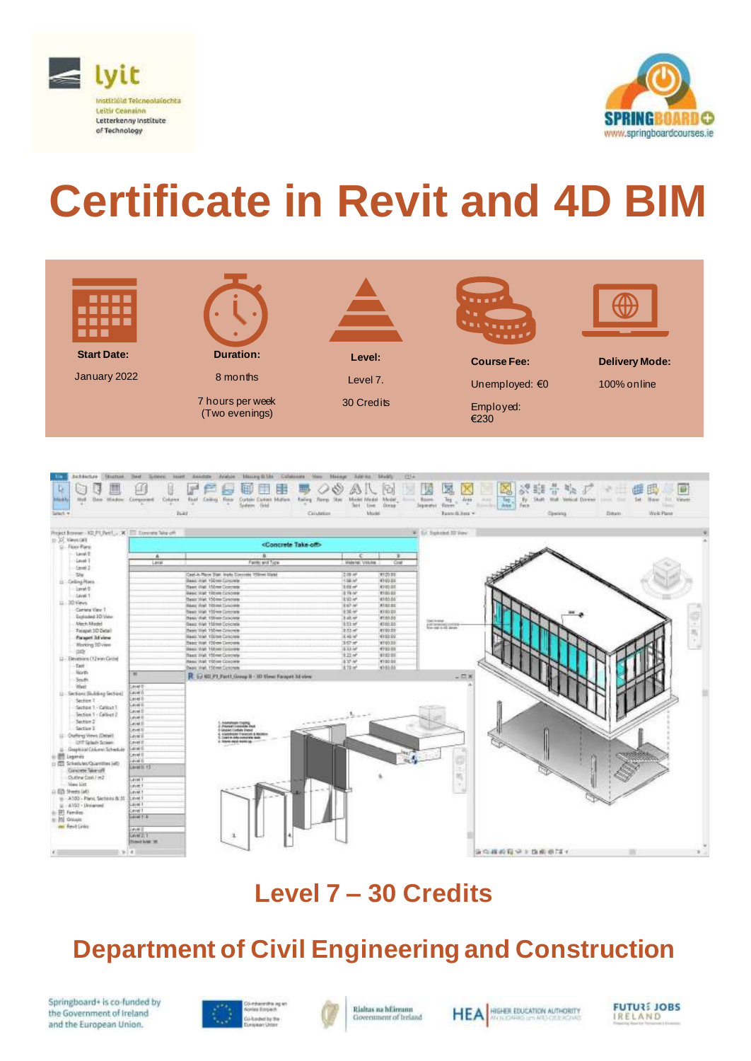lyit
Institiúid Teicneolaíochta Leitir Ceanainn
Letterkenny Institute of Technology

SPRINGBOARD+
www.springboardcourses.ie

# Certificate in Revit and 4D BIM

| Start Date: | Duration: | Level: | Course Fee: | Delivery Mode: |
|---|---|---|---|---|
| January 2022 | 8 months | Level 7. | Unemployed: €0 | 100% online |
| | 7 hours per week (Two evenings) | 30 Credits | Employed: €230 | |

## Level 7 – 30 Credits

## Department of Civil Engineering and Construction

Springboard+ is co-funded by the Government of Ireland and the European Union.

Co-financed by the European Union

Rialtas na hÉireann Government of Ireland

HEA Higher Education Authority

FUTURE JOBS IRELAND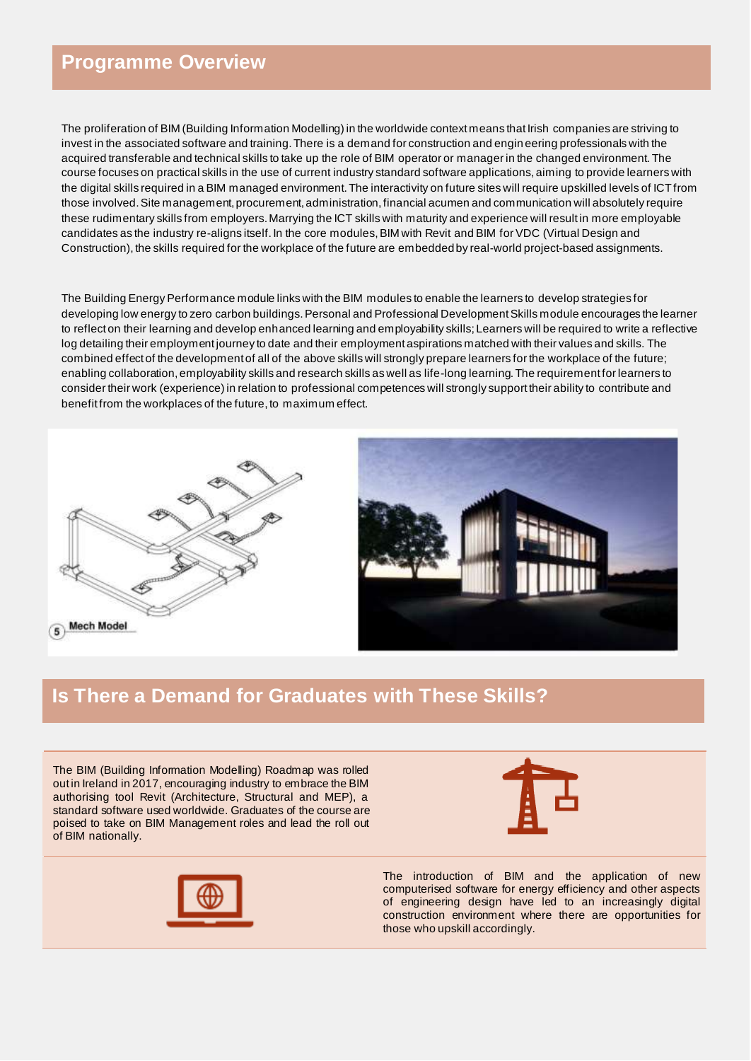## Programme Overview

The proliferation of BIM (Building Information Modelling) in the worldwide context means that Irish companies are striving to invest in the associated software and training. There is a demand for construction and engineering professionals with the acquired transferable and technical skills to take up the role of BIM operator or manager in the changed environment. The course focuses on practical skills in the use of current industry standard software applications, aiming to provide learners with the digital skills required in a BIM managed environment. The interactivity on future sites will require upskilled levels of ICT from those involved. Site management, procurement, administration, financial acumen and communication will absolutely require these rudimentary skills from employers. Marrying the ICT skills with maturity and experience will result in more employable candidates as the industry re-aligns itself. In the core modules, BIM with Revit and BIM for VDC (Virtual Design and Construction), the skills required for the workplace of the future are embedded by real-world project-based assignments.

The Building Energy Performance module links with the BIM modules to enable the learners to develop strategies for developing low energy to zero carbon buildings. Personal and Professional Development Skills module encourages the learner to reflect on their learning and develop enhanced learning and employability skills; Learners will be required to write a reflective log detailing their employment journey to date and their employment aspirations matched with their values and skills. The combined effect of the development of all of the above skills will strongly prepare learners for the workplace of the future; enabling collaboration, employability skills and research skills as well as life-long learning. The requirement for learners to consider their work (experience) in relation to professional competences will strongly support their ability to contribute and benefit from the workplaces of the future, to maximum effect.

5 Mech Model

## Is There a Demand for Graduates with These Skills?

The BIM (Building Information Modelling) Roadmap was rolled out in Ireland in 2017, encouraging industry to embrace the BIM authorising tool Revit (Architecture, Structural and MEP), a standard software used worldwide. Graduates of the course are poised to take on BIM Management roles and lead the roll out of BIM nationally.

The introduction of BIM and the application of new computerised software for energy efficiency and other aspects of engineering design have led to an increasingly digital construction environment where there are opportunities for those who upskill accordingly.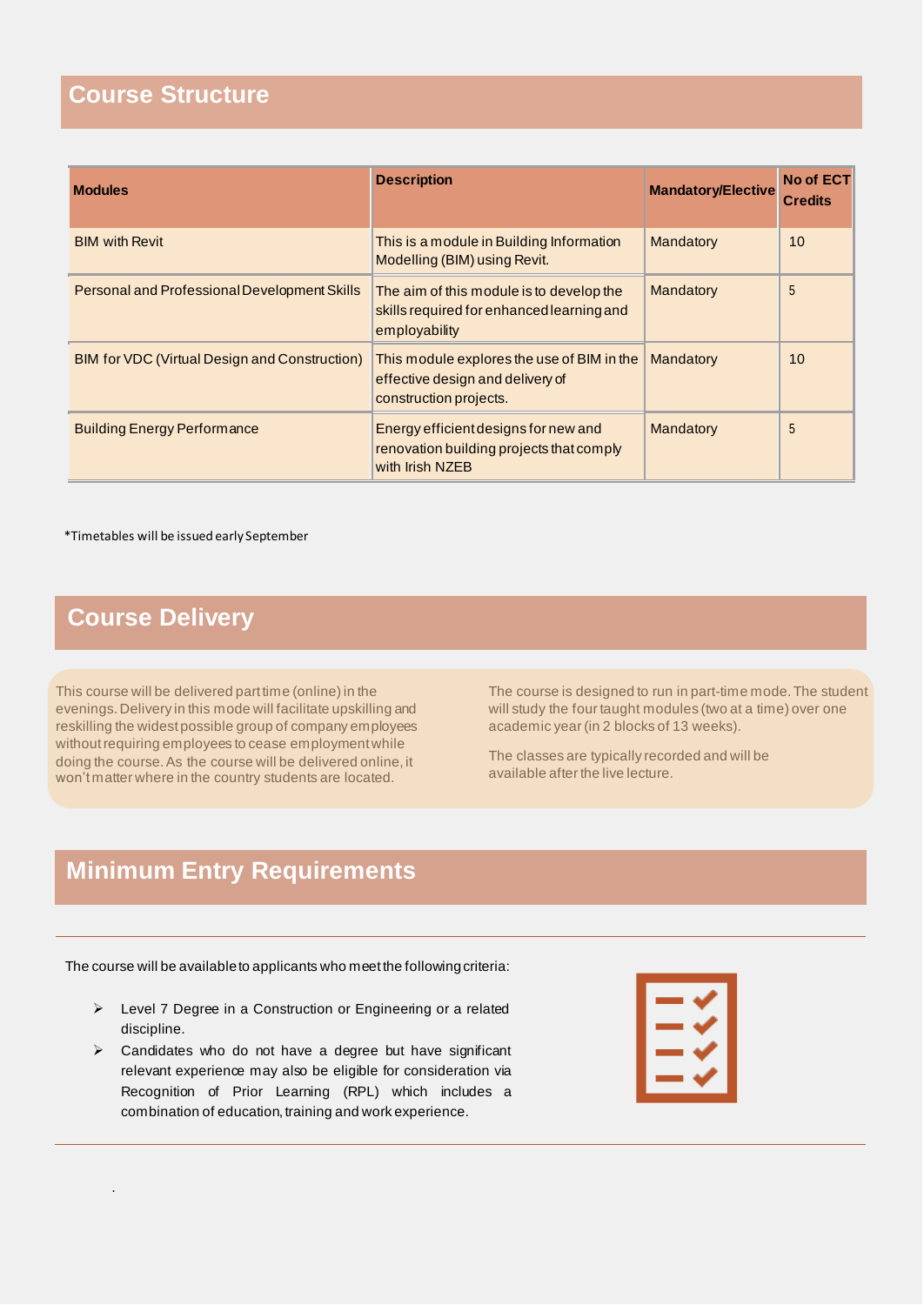## Course Structure

| Modules | Description | Mandatory/Elective | No of ECT Credits |
|---|---|---|---|
| BIM with Revit | This is a module in Building Information Modelling (BIM) using Revit. | Mandatory | 10 |
| Personal and Professional Development Skills | The aim of this module is to develop the skills required for enhanced learning and employability | Mandatory | 5 |
| BIM for VDC (Virtual Design and Construction) | This module explores the use of BIM in the effective design and delivery of construction projects. | Mandatory | 10 |
| Building Energy Performance | Energy efficient designs for new and renovation building projects that comply with Irish NZEB | Mandatory | 5 |

*Timetables will be issued early September

## Course Delivery

This course will be delivered part time (online) in the evenings. Delivery in this mode will facilitate upskilling and reskilling the widest possible group of company employees without requiring employees to cease employment while doing the course. As the course will be delivered online, it won't matter where in the country students are located.

The course is designed to run in part-time mode. The student will study the four taught modules (two at a time) over one academic year (in 2 blocks of 13 weeks).

The classes are typically recorded and will be available after the live lecture.

## Minimum Entry Requirements

The course will be available to applicants who meet the following criteria:

- Level 7 Degree in a Construction or Engineering or a related discipline.
- Candidates who do not have a degree but have significant relevant experience may also be eligible for consideration via Recognition of Prior Learning (RPL) which includes a combination of education, training and work experience.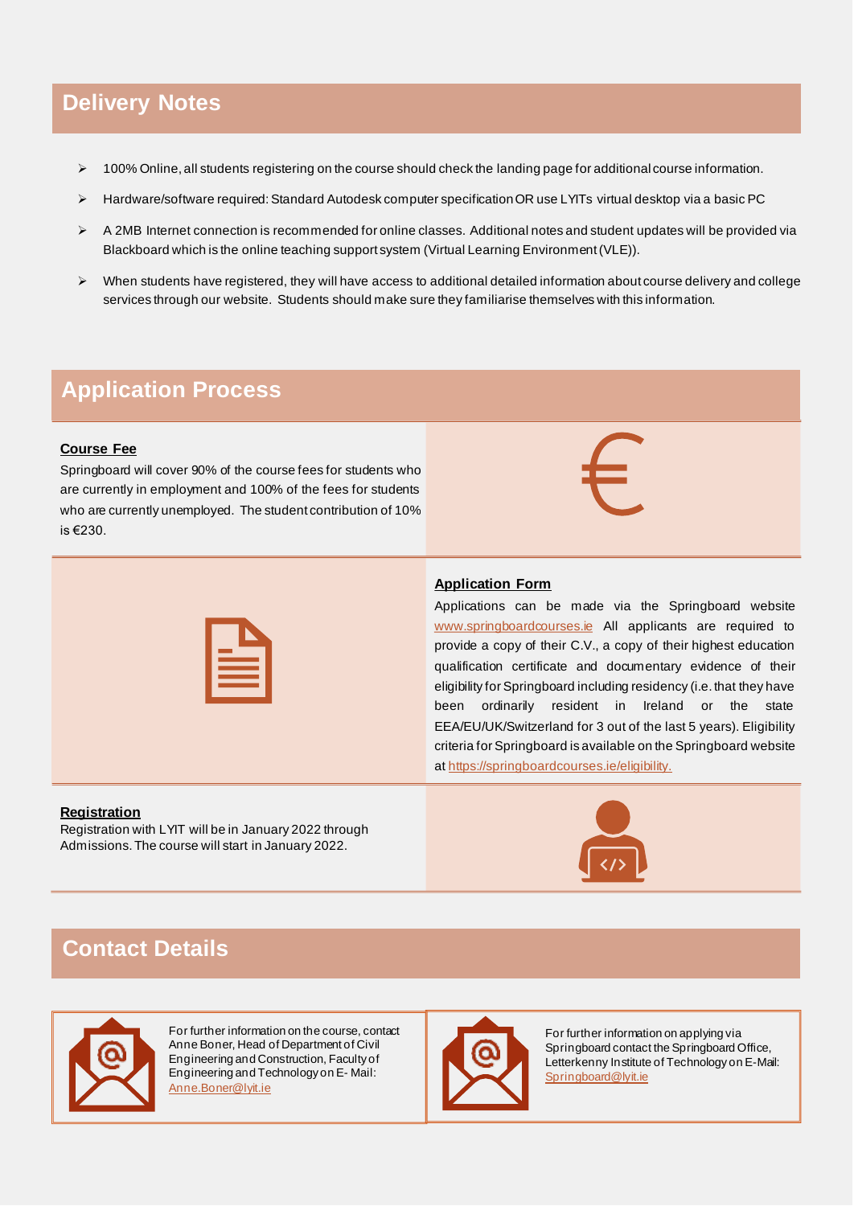## Delivery Notes

- 100% Online, all students registering on the course should check the landing page for additional course information.
- Hardware/software required: Standard Autodesk computer specification OR use LYITs virtual desktop via a basic PC
- A 2MB Internet connection is recommended for online classes. Additional notes and student updates will be provided via Blackboard which is the online teaching support system (Virtual Learning Environment (VLE)).
- When students have registered, they will have access to additional detailed information about course delivery and college services through our website. Students should make sure they familiarise themselves with this information.

## Application Process

**Course Fee**

Springboard will cover 90% of the course fees for students who are currently in employment and 100% of the fees for students who are currently unemployed. The student contribution of 10% is €230.

**Application Form**

Applications can be made via the Springboard website www.springboardcourses.ie All applicants are required to provide a copy of their C.V., a copy of their highest education qualification certificate and documentary evidence of their eligibility for Springboard including residency (i.e. that they have been ordinarily resident in Ireland or the state EEA/EU/UK/Switzerland for 3 out of the last 5 years). Eligibility criteria for Springboard is available on the Springboard website at https://springboardcourses.ie/eligibility.

**Registration**

Registration with LYIT will be in January 2022 through Admissions. The course will start in January 2022.

## Contact Details

For further information on the course, contact Anne Boner, Head of Department of Civil Engineering and Construction, Faculty of Engineering and Technology on E- Mail: Anne.Boner@lyit.ie

For further information on applying via Springboard contact the Springboard Office, Letterkenny Institute of Technology on E-Mail: Springboard@lyit.ie